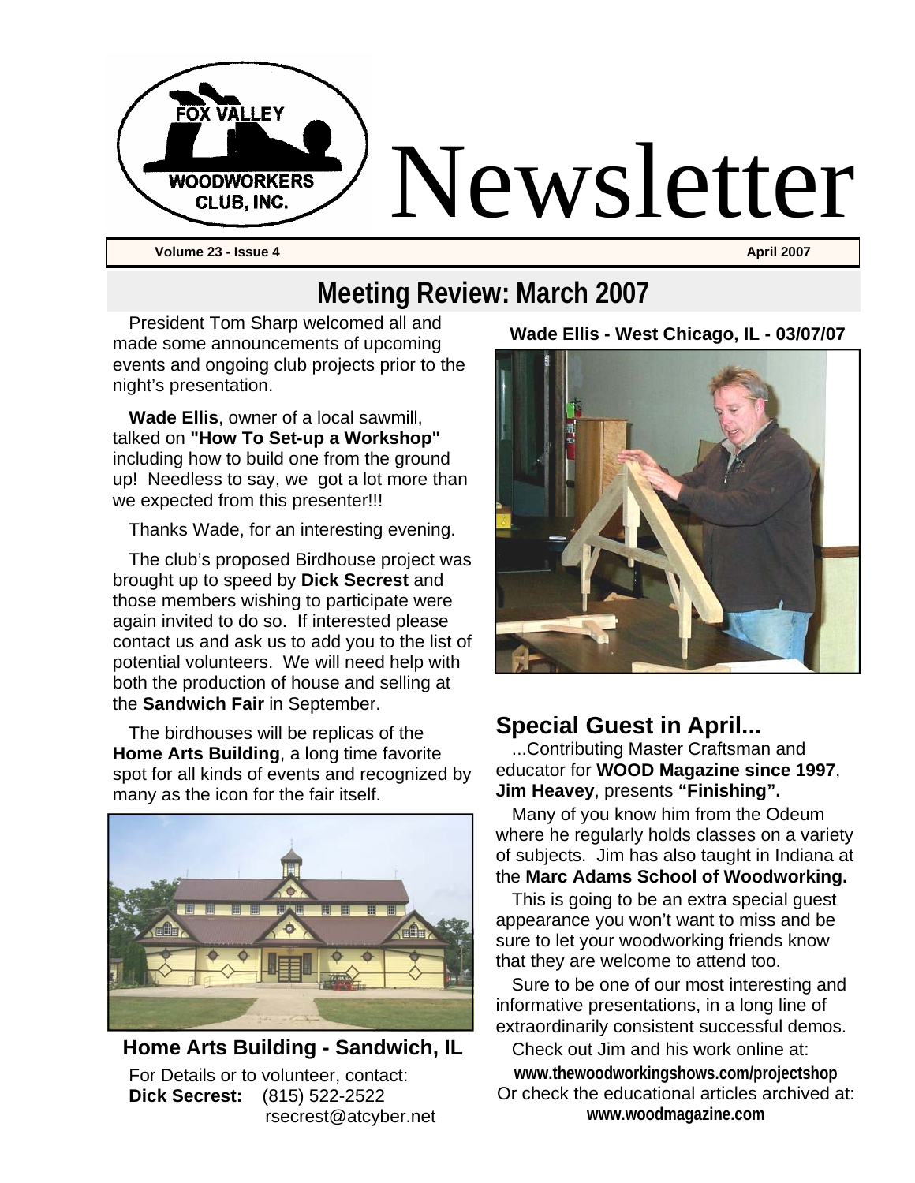# Newsletter

**Volume 23 - Issue 4** **April 2007**

## Meeting Review: March 2007

President Tom Sharp welcomed all and made some announcements of upcoming events and ongoing club projects prior to the night's presentation.

**Wade Ellis**, owner of a local sawmill, talked on **"How To Set-up a Workshop"** including how to build one from the ground up! Needless to say, we got a lot more than we expected from this presenter!!!

Thanks Wade, for an interesting evening.

The club's proposed Birdhouse project was brought up to speed by **Dick Secrest** and those members wishing to participate were again invited to do so. If interested please contact us and ask us to add you to the list of potential volunteers. We will need help with both the production of house and selling at the **Sandwich Fair** in September.

The birdhouses will be replicas of the **Home Arts Building**, a long time favorite spot for all kinds of events and recognized by many as the icon for the fair itself.

**Home Arts Building - Sandwich, IL**

For Details or to volunteer, contact:
**Dick Secrest:** (815) 522-2522
rsecrest@atcyber.net

**Wade Ellis - West Chicago, IL - 03/07/07**

## Special Guest in April...

...Contributing Master Craftsman and educator for **WOOD Magazine since 1997**, **Jim Heavey**, presents **"Finishing".**

Many of you know him from the Odeum where he regularly holds classes on a variety of subjects. Jim has also taught in Indiana at the **Marc Adams School of Woodworking.**

This is going to be an extra special guest appearance you won't want to miss and be sure to let your woodworking friends know that they are welcome to attend too.

Sure to be one of our most interesting and informative presentations, in a long line of extraordinarily consistent successful demos.

Check out Jim and his work online at:
**www.thewoodworkingshows.com/projectshop**
Or check the educational articles archived at:
**www.woodmagazine.com**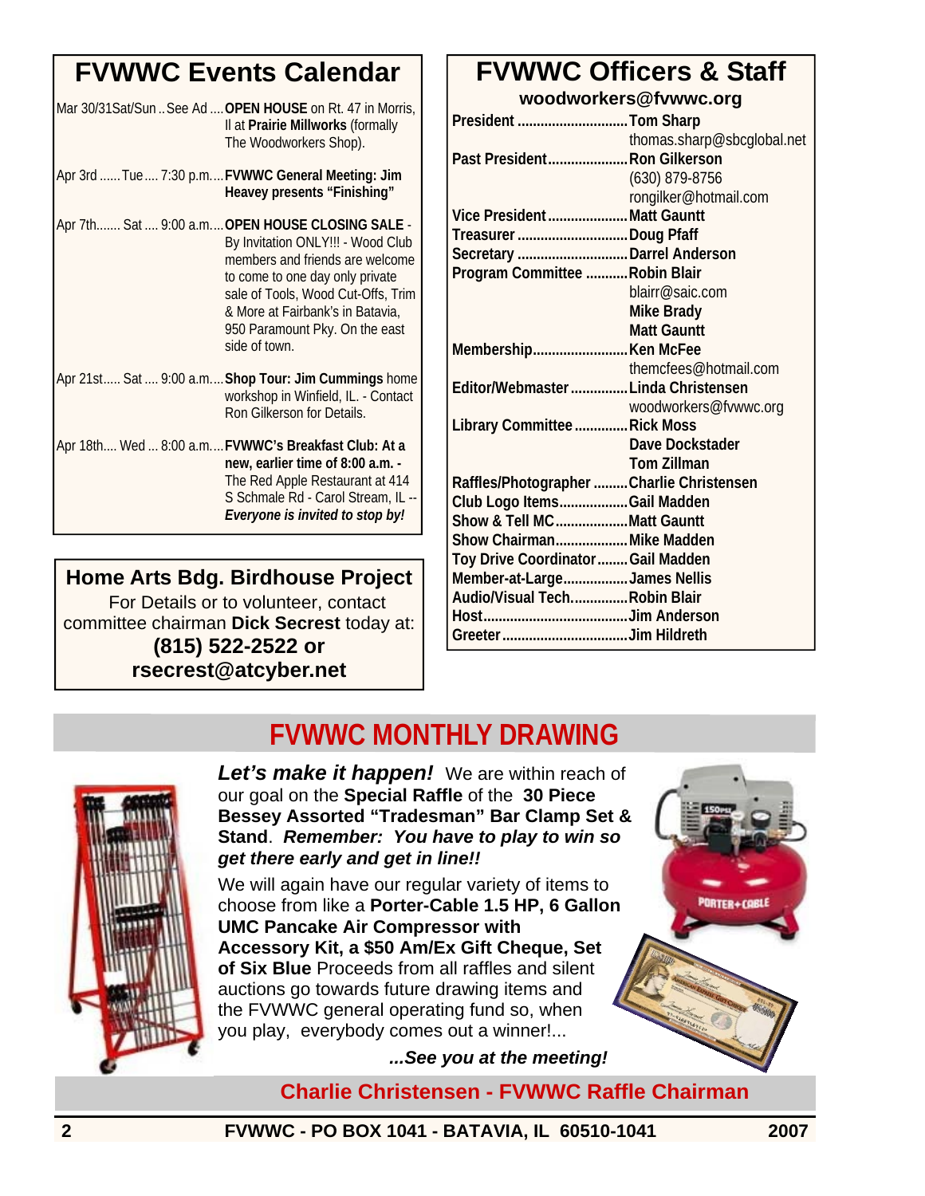## FVWWC Events Calendar

Mar 30/31Sat/Sun .. See Ad .... **OPEN HOUSE** on Rt. 47 in Morris, Il at **Prairie Millworks** (formally The Woodworkers Shop).

Apr 3rd ...... Tue .... 7:30 p.m.... **FVWWC General Meeting: Jim Heavey presents "Finishing"**

Apr 7th....... Sat .... 9:00 a.m.... **OPEN HOUSE CLOSING SALE** - By Invitation ONLY!!! - Wood Club members and friends are welcome to come to one day only private sale of Tools, Wood Cut-Offs, Trim & More at Fairbank's in Batavia, 950 Paramount Pky. On the east side of town.

Apr 21st..... Sat .... 9:00 a.m.... **Shop Tour: Jim Cummings** home workshop in Winfield, IL. - Contact Ron Gilkerson for Details.

Apr 18th.... Wed ... 8:00 a.m.... **FVWWC's Breakfast Club: At a new, earlier time of 8:00 a.m. -** The Red Apple Restaurant at 414 S Schmale Rd - Carol Stream, IL -- ***Everyone is invited to stop by!***

## Home Arts Bdg. Birdhouse Project

For Details or to volunteer, contact committee chairman **Dick Secrest** today at:
**(815) 522-2522 or rsecrest@atcyber.net**

## FVWWC Officers & Staff

**woodworkers@fvwwc.org**

| | |
|---|---|
| **President** | **Tom Sharp** thomas.sharp@sbcglobal.net |
| **Past President** | **Ron Gilkerson** (630) 879-8756 rongilker@hotmail.com |
| **Vice President** | **Matt Gauntt** |
| **Treasurer** | **Doug Pfaff** |
| **Secretary** | **Darrel Anderson** |
| **Program Committee** | **Robin Blair** blairr@saic.com **Mike Brady** **Matt Gauntt** |
| **Membership** | **Ken McFee** themcfees@hotmail.com |
| **Editor/Webmaster** | **Linda Christensen** woodworkers@fvwwc.org |
| **Library Committee** | **Rick Moss** **Dave Dockstader** **Tom Zillman** |
| **Raffles/Photographer** | **Charlie Christensen** |
| **Club Logo Items** | **Gail Madden** |
| **Show & Tell MC** | **Matt Gauntt** |
| **Show Chairman** | **Mike Madden** |
| **Toy Drive Coordinator** | **Gail Madden** |
| **Member-at-Large** | **James Nellis** |
| **Audio/Visual Tech.** | **Robin Blair** |
| **Host** | **Jim Anderson** |
| **Greeter** | **Jim Hildreth** |

## FVWWC MONTHLY DRAWING

***Let's make it happen!*** We are within reach of our goal on the **Special Raffle** of the **30 Piece Bessey Assorted "Tradesman" Bar Clamp Set & Stand**. ***Remember: You have to play to win so get there early and get in line!!***

We will again have our regular variety of items to choose from like a **Porter-Cable 1.5 HP, 6 Gallon UMC Pancake Air Compressor with Accessory Kit, a $50 Am/Ex Gift Cheque, Set of Six Blue** Proceeds from all raffles and silent auctions go towards future drawing items and the FVWWC general operating fund so, when you play, everybody comes out a winner!...

***...See you at the meeting!***

**Charlie Christensen - FVWWC Raffle Chairman**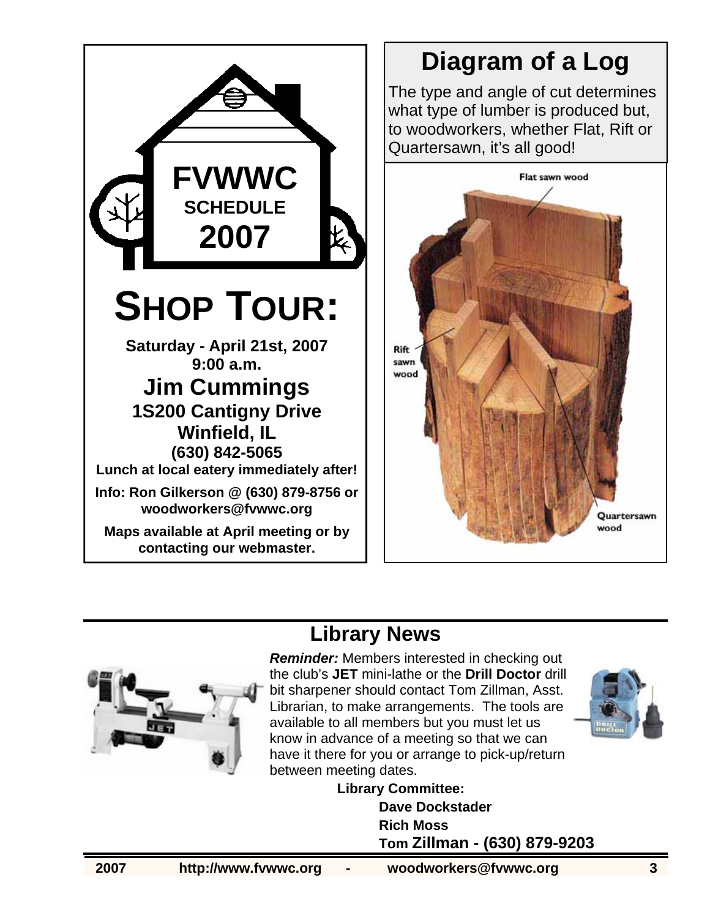# FVWWC SCHEDULE 2007

# SHOP TOUR:

**Saturday - April 21st, 2007**
**9:00 a.m.**

## Jim Cummings

**1S200 Cantigny Drive**
**Winfield, IL**
**(630) 842-5065**

**Lunch at local eatery immediately after!**

**Info: Ron Gilkerson @ (630) 879-8756 or woodworkers@fvwwc.org**

**Maps available at April meeting or by contacting our webmaster.**

## Diagram of a Log

The type and angle of cut determines what type of lumber is produced but, to woodworkers, whether Flat, Rift or Quartersawn, it's all good!

Flat sawn wood

Rift sawn wood

Quartersawn wood

## Library News

***Reminder:*** Members interested in checking out the club's **JET** mini-lathe or the **Drill Doctor** drill bit sharpener should contact Tom Zillman, Asst. Librarian, to make arrangements. The tools are available to all members but you must let us know in advance of a meeting so that we can have it there for you or arrange to pick-up/return between meeting dates.

**Library Committee:**

**Dave Dockstader**
**Rich Moss**
**Tom Zillman - (630) 879-9203**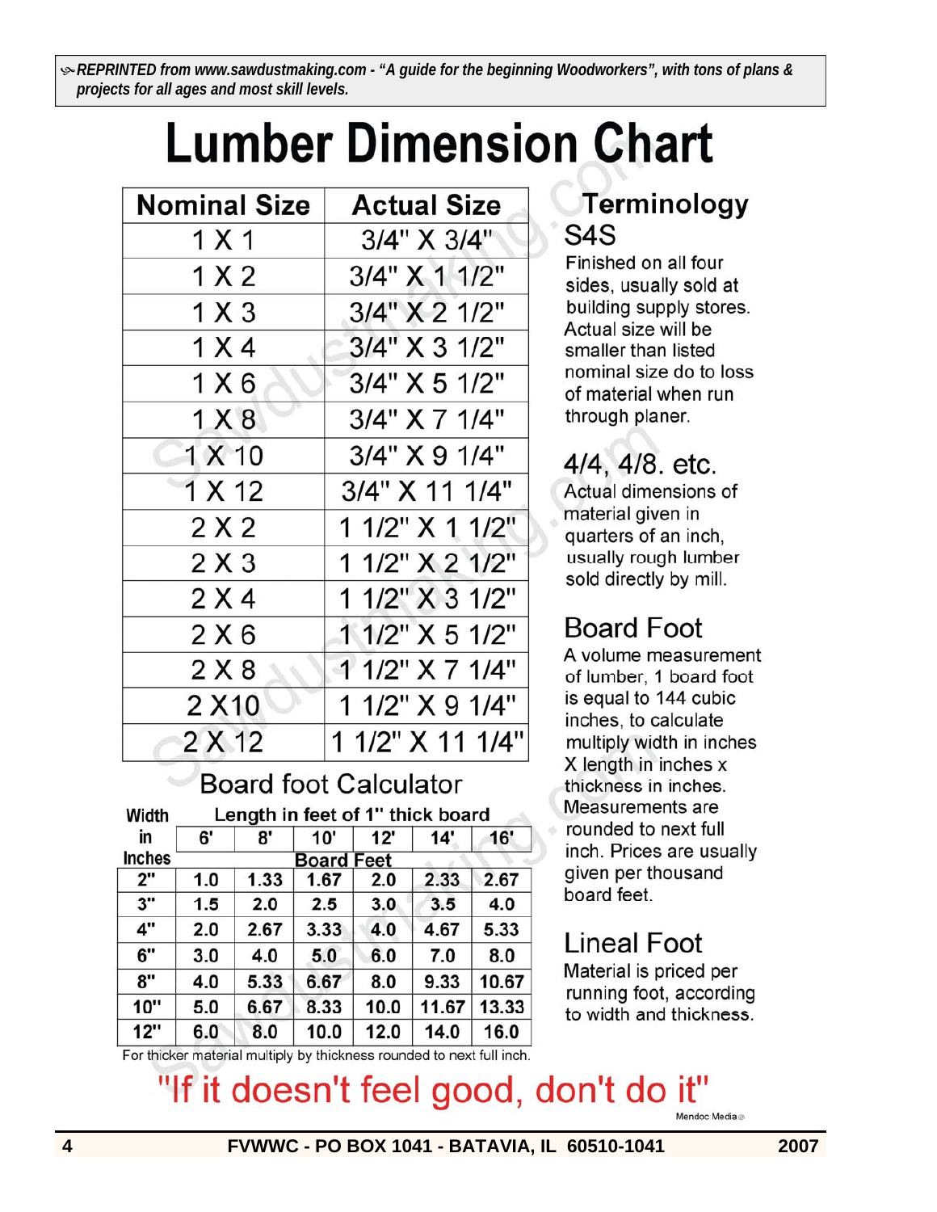*REPRINTED from www.sawdustmaking.com - "A guide for the beginning Woodworkers", with tons of plans & projects for all ages and most skill levels.*

# Lumber Dimension Chart

| Nominal Size | Actual Size |
|---|---|
| 1 X 1 | 3/4" X 3/4" |
| 1 X 2 | 3/4" X 1 1/2" |
| 1 X 3 | 3/4" X 2 1/2" |
| 1 X 4 | 3/4" X 3 1/2" |
| 1 X 6 | 3/4" X 5 1/2" |
| 1 X 8 | 3/4" X 7 1/4" |
| 1 X 10 | 3/4" X 9 1/4" |
| 1 X 12 | 3/4" X 11 1/4" |
| 2 X 2 | 1 1/2" X 1 1/2" |
| 2 X 3 | 1 1/2" X 2 1/2" |
| 2 X 4 | 1 1/2" X 3 1/2" |
| 2 X 6 | 1 1/2" X 5 1/2" |
| 2 X 8 | 1 1/2" X 7 1/4" |
| 2 X10 | 1 1/2" X 9 1/4" |
| 2 X 12 | 1 1/2" X 11 1/4" |

## Board foot Calculator

| Width in Inches | Length in feet of 1" thick board | | | | | |
|---|---|---|---|---|---|---|
| | 6' | 8' | 10' | 12' | 14' | 16' |
| | Board Feet | | | | | |
| 2" | 1.0 | 1.33 | 1.67 | 2.0 | 2.33 | 2.67 |
| 3" | 1.5 | 2.0 | 2.5 | 3.0 | 3.5 | 4.0 |
| 4" | 2.0 | 2.67 | 3.33 | 4.0 | 4.67 | 5.33 |
| 6" | 3.0 | 4.0 | 5.0 | 6.0 | 7.0 | 8.0 |
| 8" | 4.0 | 5.33 | 6.67 | 8.0 | 9.33 | 10.67 |
| 10" | 5.0 | 6.67 | 8.33 | 10.0 | 11.67 | 13.33 |
| 12" | 6.0 | 8.0 | 10.0 | 12.0 | 14.0 | 16.0 |

For thicker material multiply by thickness rounded to next full inch.

## Terminology

### S4S

Finished on all four sides, usually sold at building supply stores. Actual size will be smaller than listed nominal size do to loss of material when run through planer.

### 4/4, 4/8. etc.

Actual dimensions of material given in quarters of an inch, usually rough lumber sold directly by mill.

### Board Foot

A volume measurement of lumber, 1 board foot is equal to 144 cubic inches, to calculate multiply width in inches X length in inches x thickness in inches. Measurements are rounded to next full inch. Prices are usually given per thousand board feet.

### Lineal Foot

Material is priced per running foot, according to width and thickness.

"If it doesn't feel good, don't do it"

Mendoc Media

FVWWC - PO BOX 1041 - BATAVIA, IL 60510-1041 2007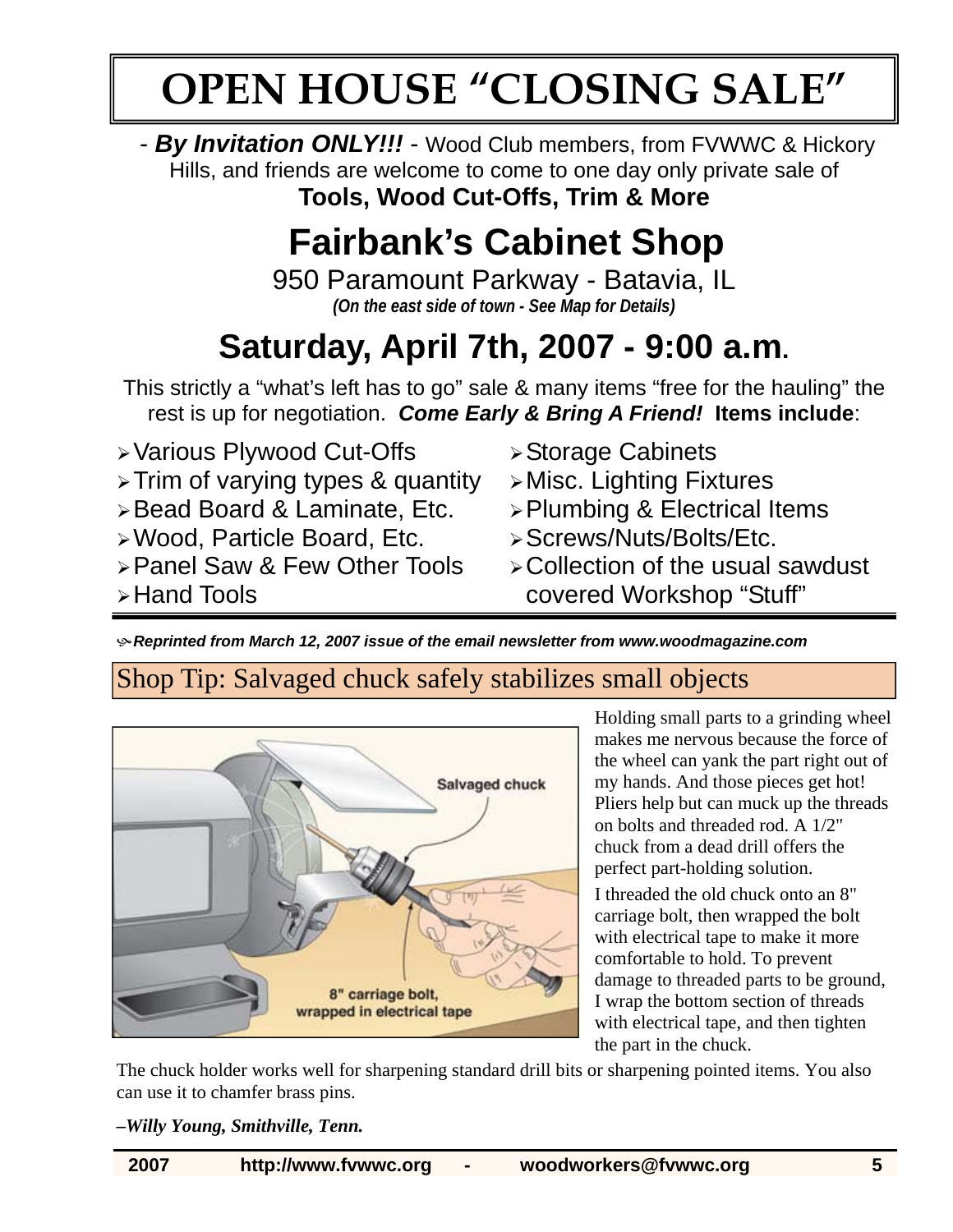# OPEN HOUSE "CLOSING SALE"

- ***By Invitation ONLY!!!*** - Wood Club members, from FVWWC & Hickory Hills, and friends are welcome to come to one day only private sale of

**Tools, Wood Cut-Offs, Trim & More**

## Fairbank's Cabinet Shop

950 Paramount Parkway - Batavia, IL

***(On the east side of town - See Map for Details)***

## Saturday, April 7th, 2007 - 9:00 a.m.

This strictly a "what's left has to go" sale & many items "free for the hauling" the rest is up for negotiation. ***Come Early & Bring A Friend!*** **Items include**:

- Various Plywood Cut-Offs
- Trim of varying types & quantity
- Bead Board & Laminate, Etc.
- Wood, Particle Board, Etc.
- Panel Saw & Few Other Tools
- Hand Tools
- Storage Cabinets
- Misc. Lighting Fixtures
- Plumbing & Electrical Items
- Screws/Nuts/Bolts/Etc.
- Collection of the usual sawdust covered Workshop "Stuff"

***Reprinted from March 12, 2007 issue of the email newsletter from www.woodmagazine.com***

## Shop Tip: Salvaged chuck safely stabilizes small objects

Salvaged chuck

8" carriage bolt, wrapped in electrical tape

Holding small parts to a grinding wheel makes me nervous because the force of the wheel can yank the part right out of my hands. And those pieces get hot! Pliers help but can muck up the threads on bolts and threaded rod. A 1/2" chuck from a dead drill offers the perfect part-holding solution.

I threaded the old chuck onto an 8" carriage bolt, then wrapped the bolt with electrical tape to make it more comfortable to hold. To prevent damage to threaded parts to be ground, I wrap the bottom section of threads with electrical tape, and then tighten the part in the chuck.

The chuck holder works well for sharpening standard drill bits or sharpening pointed items. You also can use it to chamfer brass pins.

***–Willy Young, Smithville, Tenn.***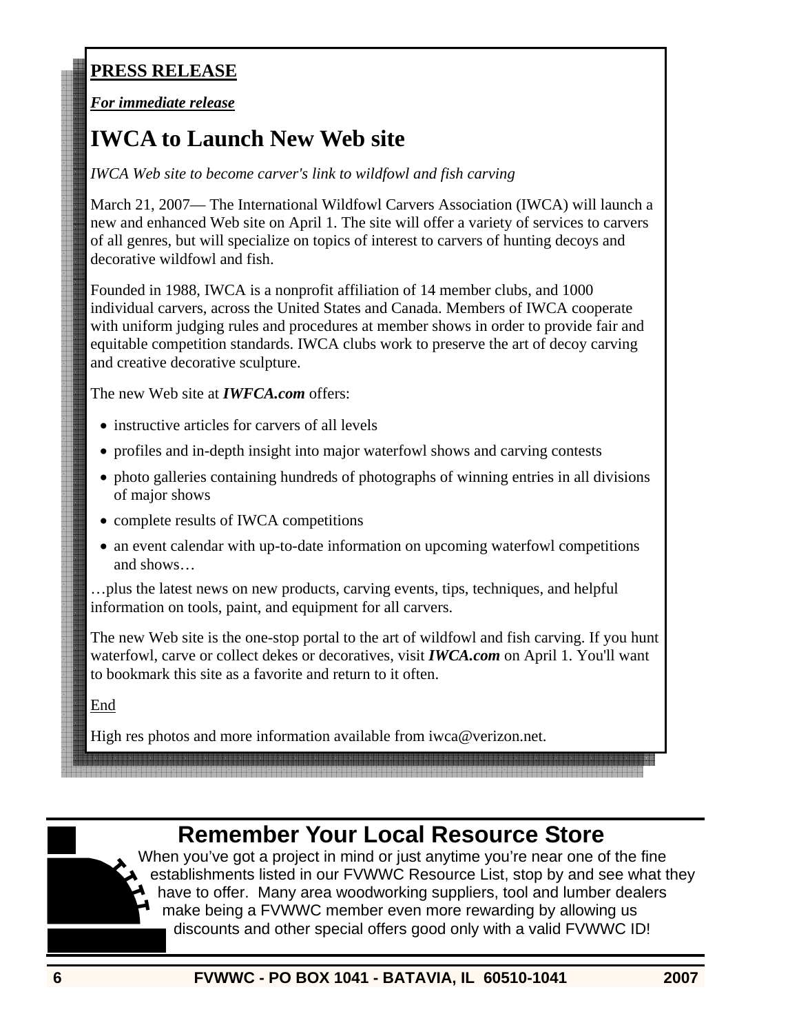**PRESS RELEASE**

***For immediate release***

# IWCA to Launch New Web site

*IWCA Web site to become carver's link to wildfowl and fish carving*

March 21, 2007— The International Wildfowl Carvers Association (IWCA) will launch a new and enhanced Web site on April 1. The site will offer a variety of services to carvers of all genres, but will specialize on topics of interest to carvers of hunting decoys and decorative wildfowl and fish.

Founded in 1988, IWCA is a nonprofit affiliation of 14 member clubs, and 1000 individual carvers, across the United States and Canada. Members of IWCA cooperate with uniform judging rules and procedures at member shows in order to provide fair and equitable competition standards. IWCA clubs work to preserve the art of decoy carving and creative decorative sculpture.

The new Web site at ***IWFCA.com*** offers:

- instructive articles for carvers of all levels
- profiles and in-depth insight into major waterfowl shows and carving contests
- photo galleries containing hundreds of photographs of winning entries in all divisions of major shows
- complete results of IWCA competitions
- an event calendar with up-to-date information on upcoming waterfowl competitions and shows…

…plus the latest news on new products, carving events, tips, techniques, and helpful information on tools, paint, and equipment for all carvers.

The new Web site is the one-stop portal to the art of wildfowl and fish carving. If you hunt waterfowl, carve or collect dekes or decoratives, visit ***IWCA.com*** on April 1. You'll want to bookmark this site as a favorite and return to it often.

End

High res photos and more information available from iwca@verizon.net.

## Remember Your Local Resource Store

When you've got a project in mind or just anytime you're near one of the fine establishments listed in our FVWWC Resource List, stop by and see what they have to offer. Many area woodworking suppliers, tool and lumber dealers make being a FVWWC member even more rewarding by allowing us discounts and other special offers good only with a valid FVWWC ID!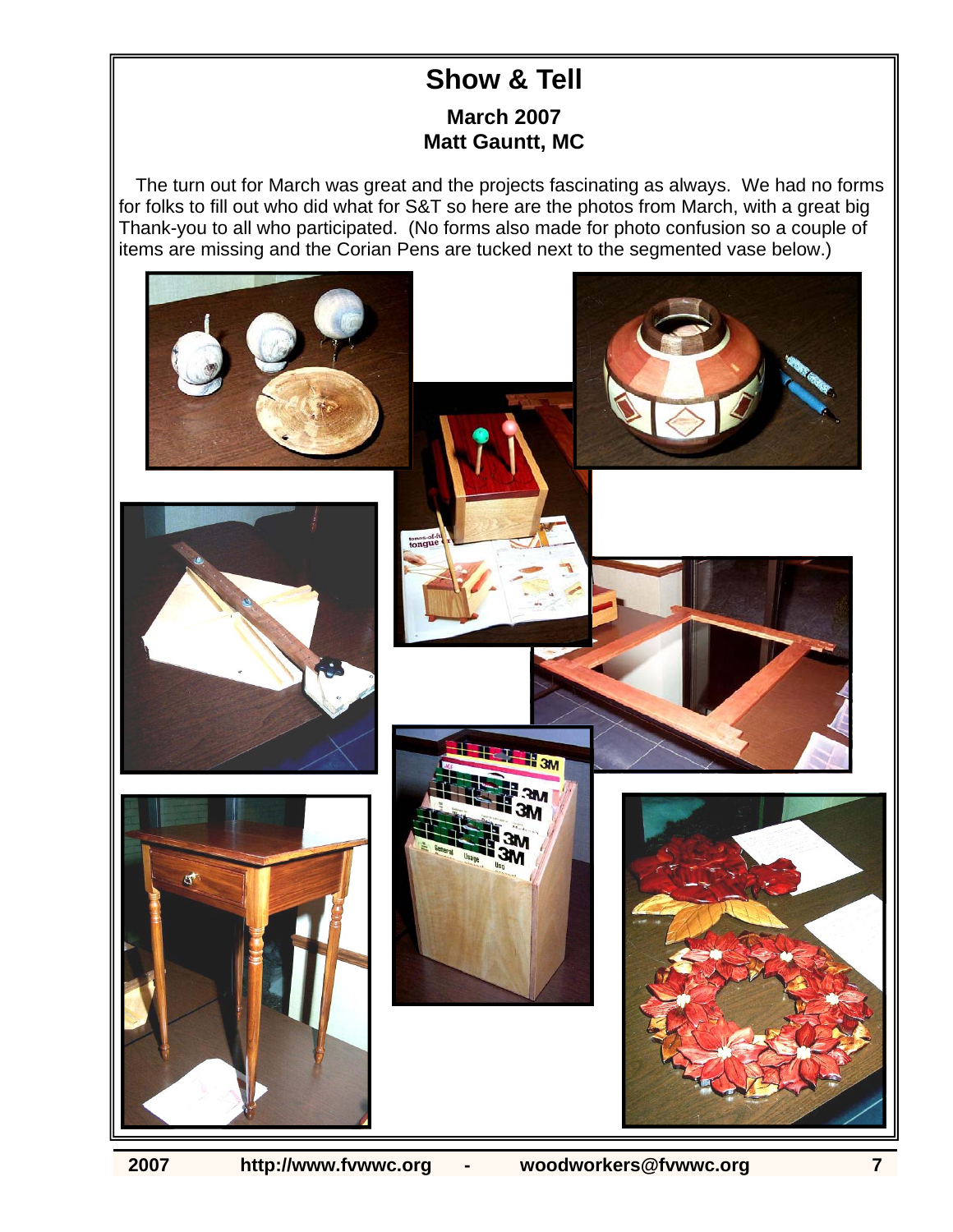# Show & Tell

**March 2007**
**Matt Gauntt, MC**

The turn out for March was great and the projects fascinating as always. We had no forms for folks to fill out who did what for S&T so here are the photos from March, with a great big Thank-you to all who participated. (No forms also made for photo confusion so a couple of items are missing and the Corian Pens are tucked next to the segmented vase below.)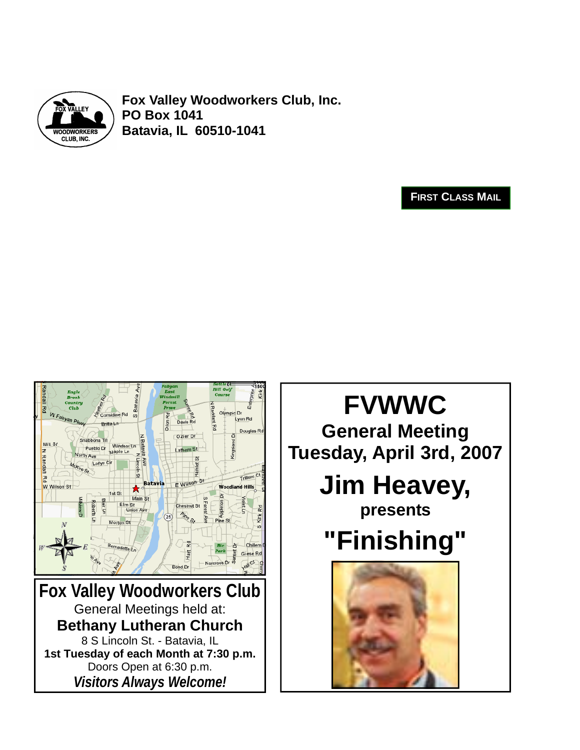**Fox Valley Woodworkers Club, Inc.**
**PO Box 1041**
**Batavia, IL 60510-1041**

**FIRST CLASS MAIL**

## Fox Valley Woodworkers Club

General Meetings held at:

**Bethany Lutheran Church**

8 S Lincoln St. - Batavia, IL

**1st Tuesday of each Month at 7:30 p.m.**

Doors Open at 6:30 p.m.

***Visitors Always Welcome!***

# FVWWC

## General Meeting
## Tuesday, April 3rd, 2007

# Jim Heavey,

**presents**

# "Finishing"